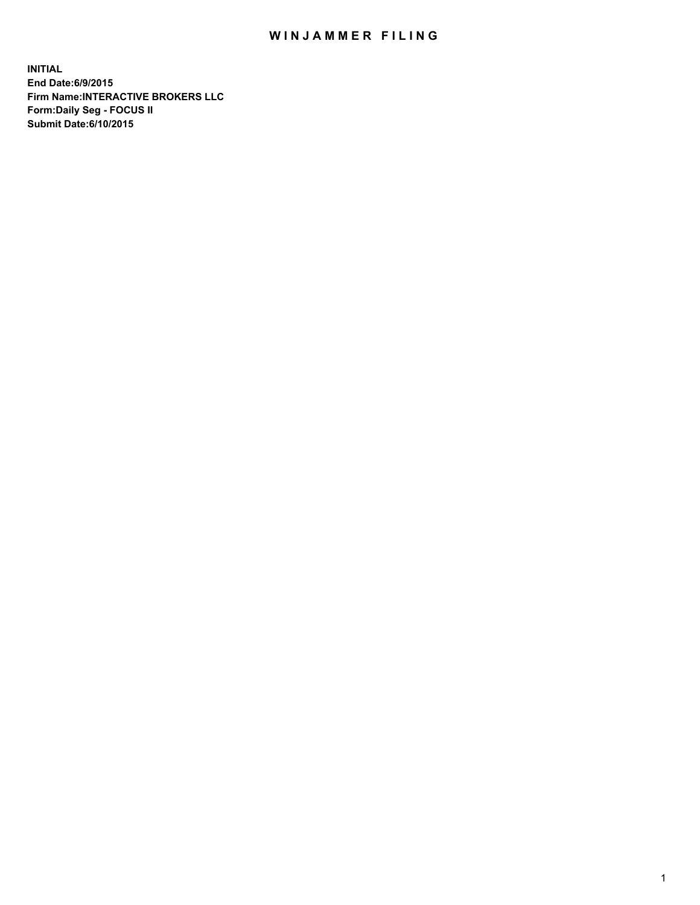# WINJAMMER FILING

**INITIAL**
**End Date:6/9/2015**
**Firm Name:INTERACTIVE BROKERS LLC**
**Form:Daily Seg - FOCUS II**
**Submit Date:6/10/2015**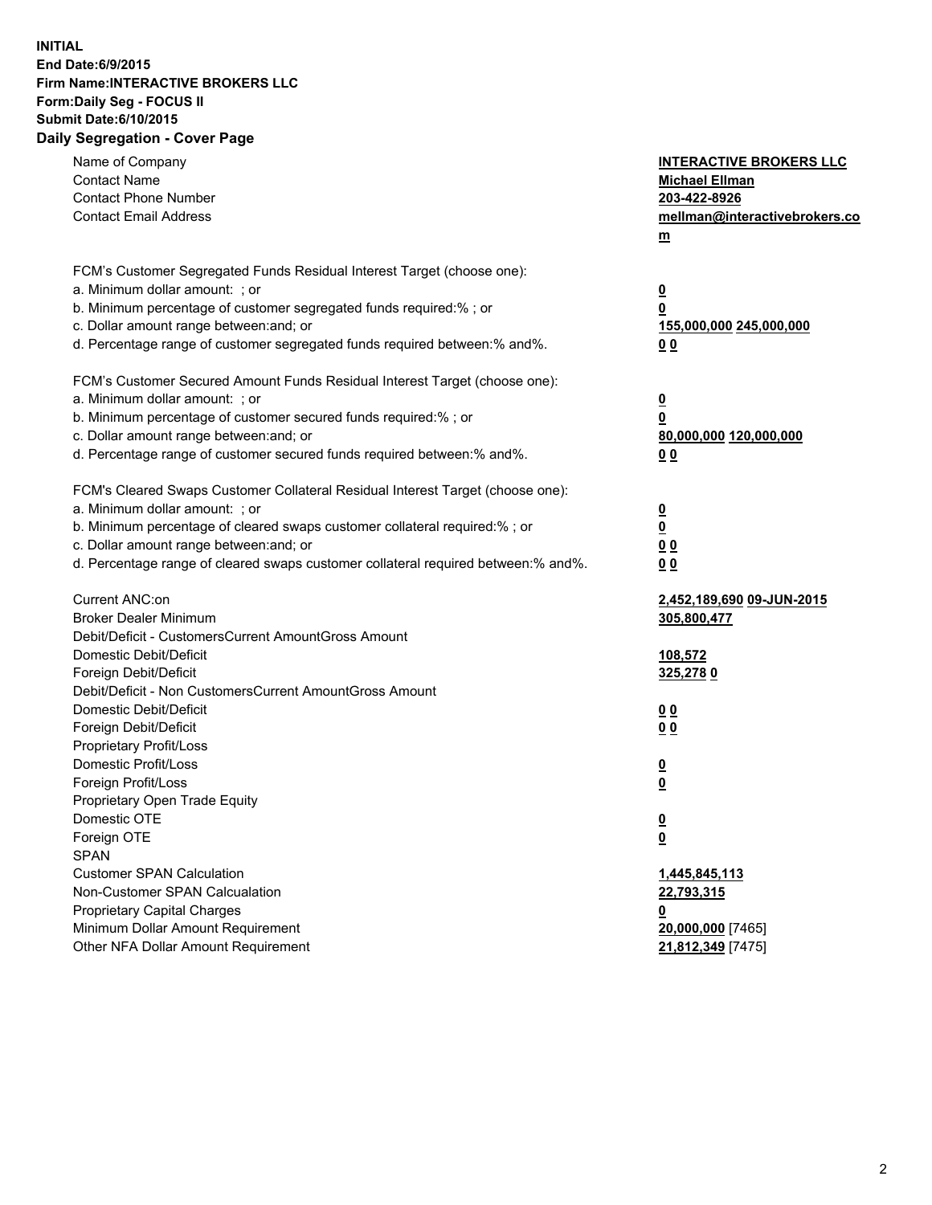**INITIAL**
**End Date:6/9/2015**
**Firm Name:INTERACTIVE BROKERS LLC**
**Form:Daily Seg - FOCUS II**
**Submit Date:6/10/2015**
**Daily Segregation - Cover Page**

| | |
|---|---|
| Name of Company | **INTERACTIVE BROKERS LLC** |
| Contact Name | **Michael Ellman** |
| Contact Phone Number | **203-422-8926** |
| Contact Email Address | **mellman@interactivebrokers.com** |
| FCM's Customer Segregated Funds Residual Interest Target (choose one): | |
| a. Minimum dollar amount: ; or | **0** |
| b. Minimum percentage of customer segregated funds required:% ; or | **0** |
| c. Dollar amount range between:and; or | **155,000,000 245,000,000** |
| d. Percentage range of customer segregated funds required between:% and%. | **0 0** |
| FCM's Customer Secured Amount Funds Residual Interest Target (choose one): | |
| a. Minimum dollar amount: ; or | **0** |
| b. Minimum percentage of customer secured funds required:% ; or | **0** |
| c. Dollar amount range between:and; or | **80,000,000 120,000,000** |
| d. Percentage range of customer secured funds required between:% and%. | **0 0** |
| FCM's Cleared Swaps Customer Collateral Residual Interest Target (choose one): | |
| a. Minimum dollar amount: ; or | **0** |
| b. Minimum percentage of cleared swaps customer collateral required:% ; or | **0** |
| c. Dollar amount range between:and; or | **0 0** |
| d. Percentage range of cleared swaps customer collateral required between:% and%. | **0 0** |
| Current ANC:on | **2,452,189,690 09-JUN-2015** |
| Broker Dealer Minimum | **305,800,477** |
| Debit/Deficit - CustomersCurrent AmountGross Amount | |
| Domestic Debit/Deficit | **108,572** |
| Foreign Debit/Deficit | **325,278 0** |
| Debit/Deficit - Non CustomersCurrent AmountGross Amount | |
| Domestic Debit/Deficit | **0 0** |
| Foreign Debit/Deficit | **0 0** |
| Proprietary Profit/Loss | |
| Domestic Profit/Loss | **0** |
| Foreign Profit/Loss | **0** |
| Proprietary Open Trade Equity | |
| Domestic OTE | **0** |
| Foreign OTE | **0** |
| SPAN | |
| Customer SPAN Calculation | **1,445,845,113** |
| Non-Customer SPAN Calcualation | **22,793,315** |
| Proprietary Capital Charges | **0** |
| Minimum Dollar Amount Requirement | **20,000,000** [7465] |
| Other NFA Dollar Amount Requirement | **21,812,349** [7475] |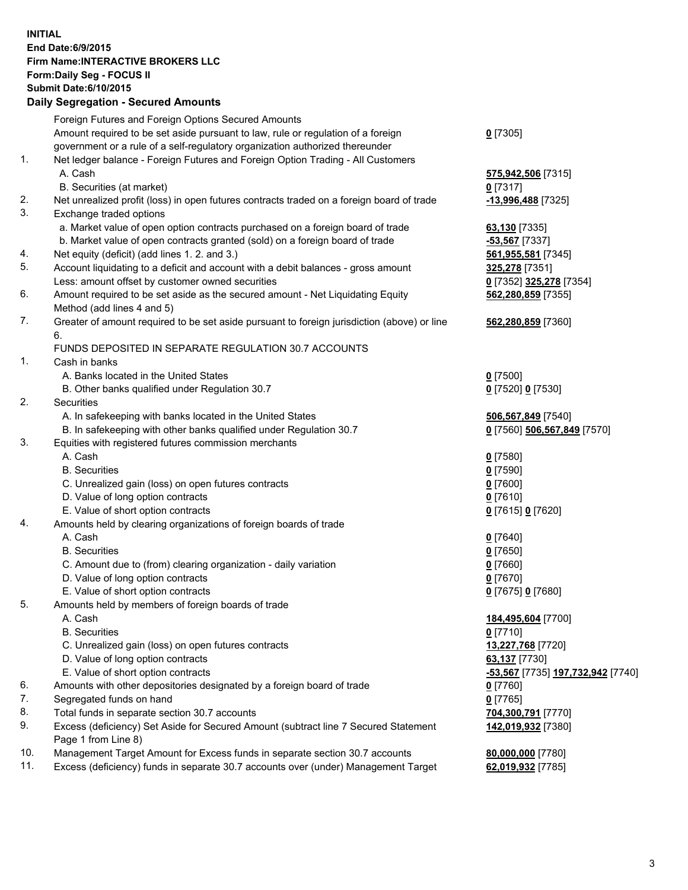**INITIAL**
**End Date:6/9/2015**
**Firm Name:INTERACTIVE BROKERS LLC**
**Form:Daily Seg - FOCUS II**
**Submit Date:6/10/2015**
**Daily Segregation - Secured Amounts**

| | | |
|---|---|---|
| | Foreign Futures and Foreign Options Secured Amounts | |
| | Amount required to be set aside pursuant to law, rule or regulation of a foreign government or a rule of a self-regulatory organization authorized thereunder | **0** [7305] |
| 1. | Net ledger balance - Foreign Futures and Foreign Option Trading - All Customers | |
| | A. Cash | **575,942,506** [7315] |
| | B. Securities (at market) | **0** [7317] |
| 2. | Net unrealized profit (loss) in open futures contracts traded on a foreign board of trade | **-13,996,488** [7325] |
| 3. | Exchange traded options | |
| | a. Market value of open option contracts purchased on a foreign board of trade | **63,130** [7335] |
| | b. Market value of open contracts granted (sold) on a foreign board of trade | **-53,567** [7337] |
| 4. | Net equity (deficit) (add lines 1. 2. and 3.) | **561,955,581** [7345] |
| 5. | Account liquidating to a deficit and account with a debit balances - gross amount | **325,278** [7351] |
| | Less: amount offset by customer owned securities | **0** [7352] **325,278** [7354] |
| 6. | Amount required to be set aside as the secured amount - Net Liquidating Equity Method (add lines 4 and 5) | **562,280,859** [7355] |
| 7. | Greater of amount required to be set aside pursuant to foreign jurisdiction (above) or line 6. | **562,280,859** [7360] |
| | FUNDS DEPOSITED IN SEPARATE REGULATION 30.7 ACCOUNTS | |
| 1. | Cash in banks | |
| | A. Banks located in the United States | **0** [7500] |
| | B. Other banks qualified under Regulation 30.7 | **0** [7520] **0** [7530] |
| 2. | Securities | |
| | A. In safekeeping with banks located in the United States | **506,567,849** [7540] |
| | B. In safekeeping with other banks qualified under Regulation 30.7 | **0** [7560] **506,567,849** [7570] |
| 3. | Equities with registered futures commission merchants | |
| | A. Cash | **0** [7580] |
| | B. Securities | **0** [7590] |
| | C. Unrealized gain (loss) on open futures contracts | **0** [7600] |
| | D. Value of long option contracts | **0** [7610] |
| | E. Value of short option contracts | **0** [7615] **0** [7620] |
| 4. | Amounts held by clearing organizations of foreign boards of trade | |
| | A. Cash | **0** [7640] |
| | B. Securities | **0** [7650] |
| | C. Amount due to (from) clearing organization - daily variation | **0** [7660] |
| | D. Value of long option contracts | **0** [7670] |
| | E. Value of short option contracts | **0** [7675] **0** [7680] |
| 5. | Amounts held by members of foreign boards of trade | |
| | A. Cash | **184,495,604** [7700] |
| | B. Securities | **0** [7710] |
| | C. Unrealized gain (loss) on open futures contracts | **13,227,768** [7720] |
| | D. Value of long option contracts | **63,137** [7730] |
| | E. Value of short option contracts | **-53,567** [7735] **197,732,942** [7740] |
| 6. | Amounts with other depositories designated by a foreign board of trade | **0** [7760] |
| 7. | Segregated funds on hand | **0** [7765] |
| 8. | Total funds in separate section 30.7 accounts | **704,300,791** [7770] |
| 9. | Excess (deficiency) Set Aside for Secured Amount (subtract line 7 Secured Statement Page 1 from Line 8) | **142,019,932** [7380] |
| 10. | Management Target Amount for Excess funds in separate section 30.7 accounts | **80,000,000** [7780] |
| 11. | Excess (deficiency) funds in separate 30.7 accounts over (under) Management Target | **62,019,932** [7785] |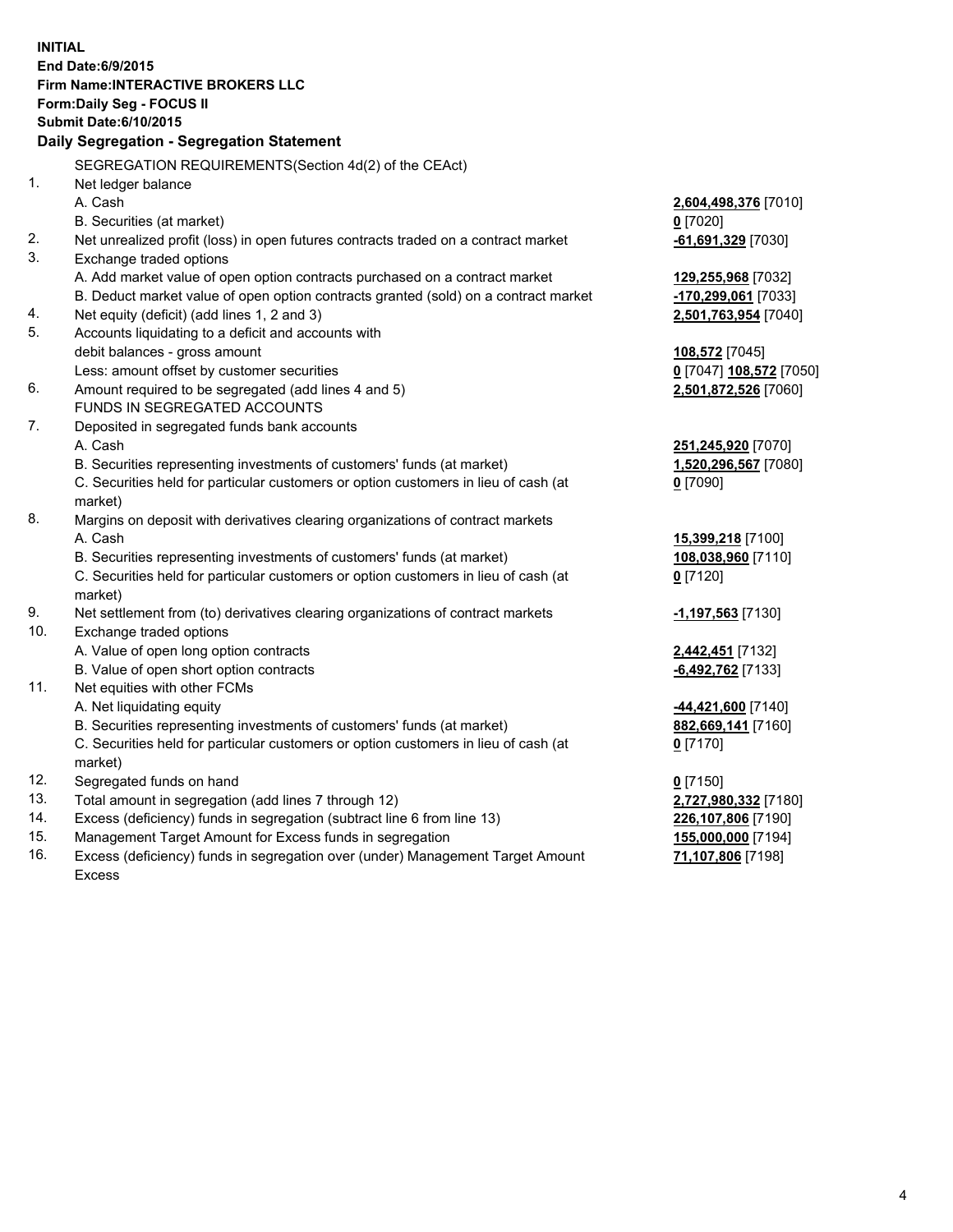**INITIAL**
**End Date:6/9/2015**
**Firm Name:INTERACTIVE BROKERS LLC**
**Form:Daily Seg - FOCUS II**
**Submit Date:6/10/2015**

**Daily Segregation - Segregation Statement**

SEGREGATION REQUIREMENTS(Section 4d(2) of the CEAct)

| | | |
|---|---|---|
| 1. | Net ledger balance | |
| | A. Cash | **2,604,498,376** [7010] |
| | B. Securities (at market) | **0** [7020] |
| 2. | Net unrealized profit (loss) in open futures contracts traded on a contract market | **-61,691,329** [7030] |
| 3. | Exchange traded options | |
| | A. Add market value of open option contracts purchased on a contract market | **129,255,968** [7032] |
| | B. Deduct market value of open option contracts granted (sold) on a contract market | **-170,299,061** [7033] |
| 4. | Net equity (deficit) (add lines 1, 2 and 3) | **2,501,763,954** [7040] |
| 5. | Accounts liquidating to a deficit and accounts with | |
| | debit balances - gross amount | **108,572** [7045] |
| | Less: amount offset by customer securities | **0** [7047] **108,572** [7050] |
| 6. | Amount required to be segregated (add lines 4 and 5) | **2,501,872,526** [7060] |
| | FUNDS IN SEGREGATED ACCOUNTS | |
| 7. | Deposited in segregated funds bank accounts | |
| | A. Cash | **251,245,920** [7070] |
| | B. Securities representing investments of customers' funds (at market) | **1,520,296,567** [7080] |
| | C. Securities held for particular customers or option customers in lieu of cash (at market) | **0** [7090] |
| 8. | Margins on deposit with derivatives clearing organizations of contract markets | |
| | A. Cash | **15,399,218** [7100] |
| | B. Securities representing investments of customers' funds (at market) | **108,038,960** [7110] |
| | C. Securities held for particular customers or option customers in lieu of cash (at market) | **0** [7120] |
| 9. | Net settlement from (to) derivatives clearing organizations of contract markets | **-1,197,563** [7130] |
| 10. | Exchange traded options | |
| | A. Value of open long option contracts | **2,442,451** [7132] |
| | B. Value of open short option contracts | **-6,492,762** [7133] |
| 11. | Net equities with other FCMs | |
| | A. Net liquidating equity | **-44,421,600** [7140] |
| | B. Securities representing investments of customers' funds (at market) | **882,669,141** [7160] |
| | C. Securities held for particular customers or option customers in lieu of cash (at market) | **0** [7170] |
| 12. | Segregated funds on hand | **0** [7150] |
| 13. | Total amount in segregation (add lines 7 through 12) | **2,727,980,332** [7180] |
| 14. | Excess (deficiency) funds in segregation (subtract line 6 from line 13) | **226,107,806** [7190] |
| 15. | Management Target Amount for Excess funds in segregation | **155,000,000** [7194] |
| 16. | Excess (deficiency) funds in segregation over (under) Management Target Amount Excess | **71,107,806** [7198] |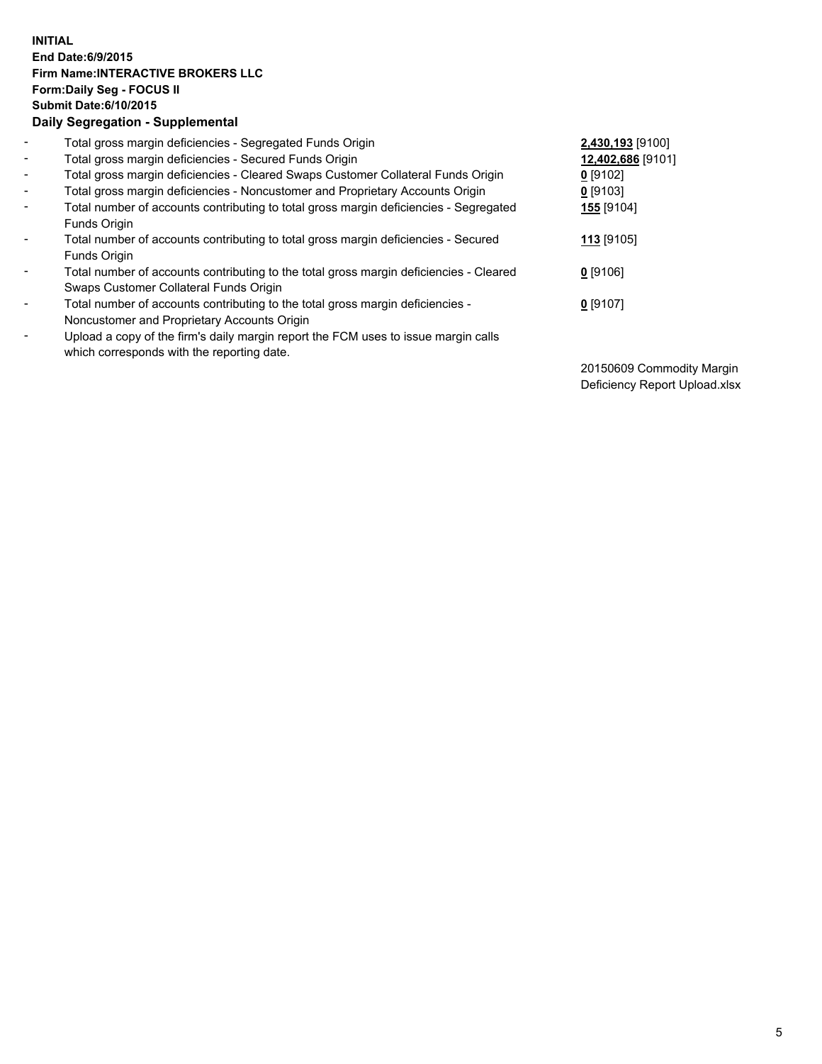**INITIAL**
**End Date:6/9/2015**
**Firm Name:INTERACTIVE BROKERS LLC**
**Form:Daily Seg - FOCUS II**
**Submit Date:6/10/2015**
**Daily Segregation - Supplemental**

| | | |
|---|---|---|
| - | Total gross margin deficiencies - Segregated Funds Origin | **2,430,193** [9100] |
| - | Total gross margin deficiencies - Secured Funds Origin | **12,402,686** [9101] |
| - | Total gross margin deficiencies - Cleared Swaps Customer Collateral Funds Origin | **0** [9102] |
| - | Total gross margin deficiencies - Noncustomer and Proprietary Accounts Origin | **0** [9103] |
| - | Total number of accounts contributing to total gross margin deficiencies - Segregated Funds Origin | **155** [9104] |
| - | Total number of accounts contributing to total gross margin deficiencies - Secured Funds Origin | **113** [9105] |
| - | Total number of accounts contributing to the total gross margin deficiencies - Cleared Swaps Customer Collateral Funds Origin | **0** [9106] |
| - | Total number of accounts contributing to the total gross margin deficiencies - Noncustomer and Proprietary Accounts Origin | **0** [9107] |
| - | Upload a copy of the firm's daily margin report the FCM uses to issue margin calls which corresponds with the reporting date. | 20150609 Commodity Margin Deficiency Report Upload.xlsx |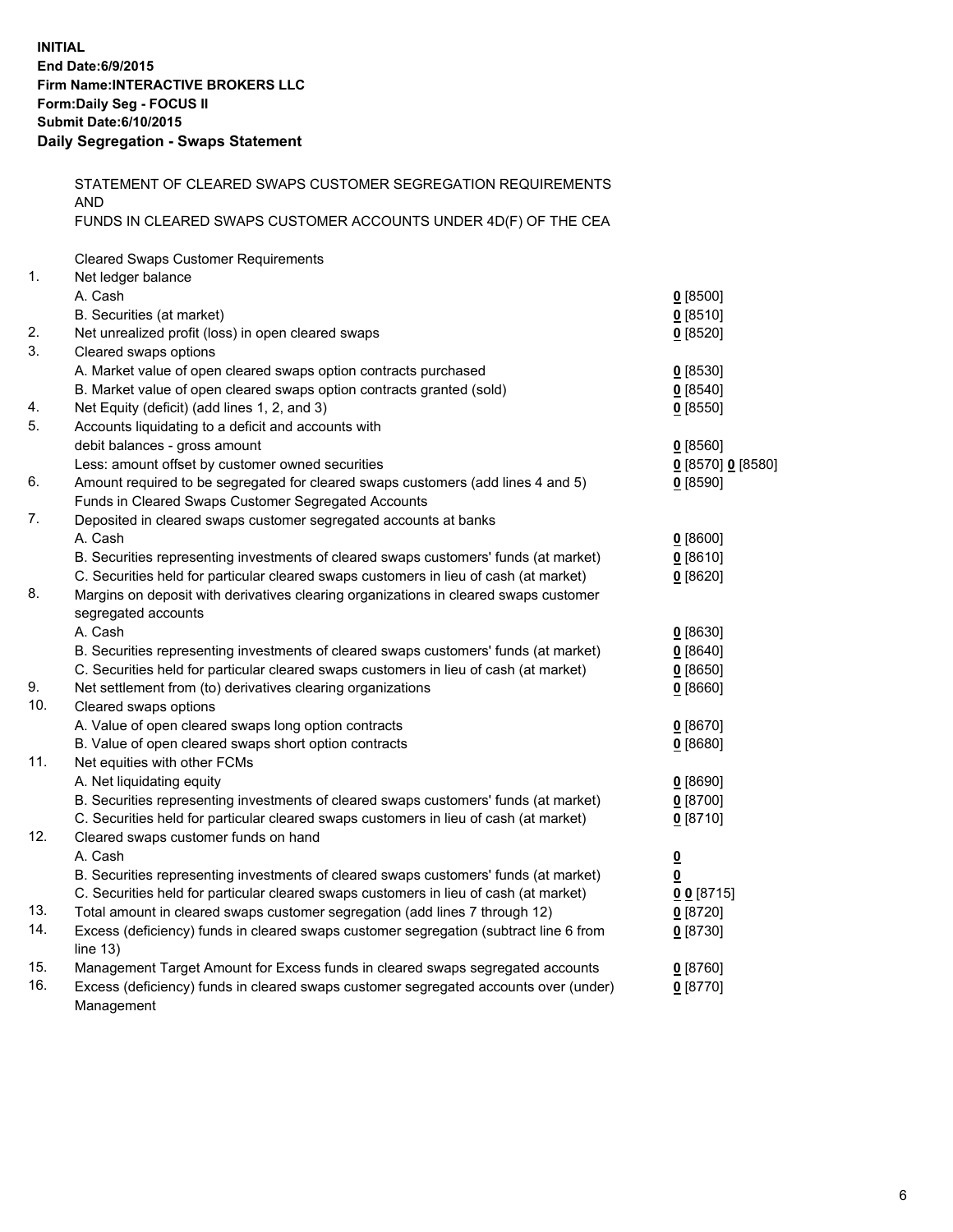**INITIAL**
**End Date:6/9/2015**
**Firm Name:INTERACTIVE BROKERS LLC**
**Form:Daily Seg - FOCUS II**
**Submit Date:6/10/2015**
**Daily Segregation - Swaps Statement**

STATEMENT OF CLEARED SWAPS CUSTOMER SEGREGATION REQUIREMENTS AND FUNDS IN CLEARED SWAPS CUSTOMER ACCOUNTS UNDER 4D(F) OF THE CEA

| | | |
|---|---|---|
| | Cleared Swaps Customer Requirements | |
| 1. | Net ledger balance | |
| | A. Cash | 0 [8500] |
| | B. Securities (at market) | 0 [8510] |
| 2. | Net unrealized profit (loss) in open cleared swaps | 0 [8520] |
| 3. | Cleared swaps options | |
| | A. Market value of open cleared swaps option contracts purchased | 0 [8530] |
| | B. Market value of open cleared swaps option contracts granted (sold) | 0 [8540] |
| 4. | Net Equity (deficit) (add lines 1, 2, and 3) | 0 [8550] |
| 5. | Accounts liquidating to a deficit and accounts with | |
| | debit balances - gross amount | 0 [8560] |
| | Less: amount offset by customer owned securities | 0 [8570] 0 [8580] |
| 6. | Amount required to be segregated for cleared swaps customers (add lines 4 and 5) | 0 [8590] |
| | Funds in Cleared Swaps Customer Segregated Accounts | |
| 7. | Deposited in cleared swaps customer segregated accounts at banks | |
| | A. Cash | 0 [8600] |
| | B. Securities representing investments of cleared swaps customers' funds (at market) | 0 [8610] |
| | C. Securities held for particular cleared swaps customers in lieu of cash (at market) | 0 [8620] |
| 8. | Margins on deposit with derivatives clearing organizations in cleared swaps customer segregated accounts | |
| | A. Cash | 0 [8630] |
| | B. Securities representing investments of cleared swaps customers' funds (at market) | 0 [8640] |
| | C. Securities held for particular cleared swaps customers in lieu of cash (at market) | 0 [8650] |
| 9. | Net settlement from (to) derivatives clearing organizations | 0 [8660] |
| 10. | Cleared swaps options | |
| | A. Value of open cleared swaps long option contracts | 0 [8670] |
| | B. Value of open cleared swaps short option contracts | 0 [8680] |
| 11. | Net equities with other FCMs | |
| | A. Net liquidating equity | 0 [8690] |
| | B. Securities representing investments of cleared swaps customers' funds (at market) | 0 [8700] |
| | C. Securities held for particular cleared swaps customers in lieu of cash (at market) | 0 [8710] |
| 12. | Cleared swaps customer funds on hand | |
| | A. Cash | 0 |
| | B. Securities representing investments of cleared swaps customers' funds (at market) | 0 |
| | C. Securities held for particular cleared swaps customers in lieu of cash (at market) | 0 0 [8715] |
| 13. | Total amount in cleared swaps customer segregation (add lines 7 through 12) | 0 [8720] |
| 14. | Excess (deficiency) funds in cleared swaps customer segregation (subtract line 6 from line 13) | 0 [8730] |
| 15. | Management Target Amount for Excess funds in cleared swaps segregated accounts | 0 [8760] |
| 16. | Excess (deficiency) funds in cleared swaps customer segregated accounts over (under) Management | 0 [8770] |